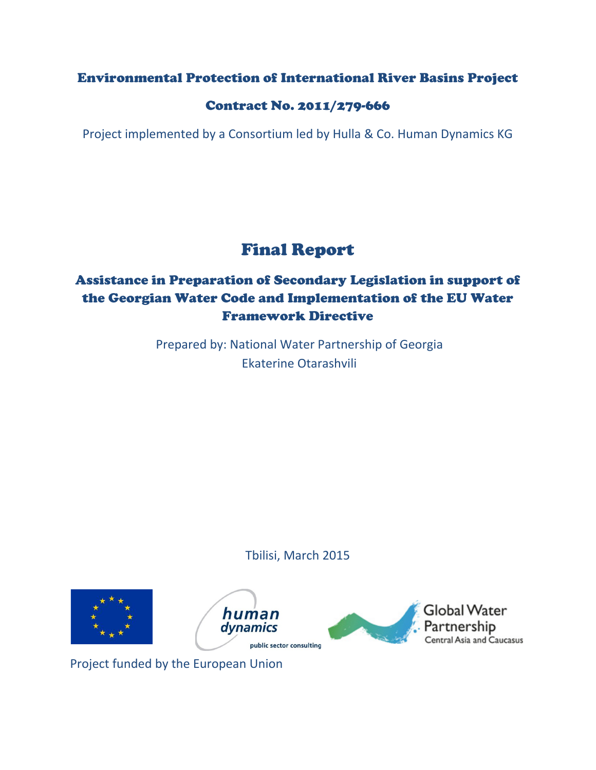Environmental Protection of International River Basins Project

Contract No. 2011/279-666

Project implemented by a Consortium led by Hulla & Co. Human Dynamics KG

# Final Report

## Assistance in Preparation of Secondary Legislation in support of the Georgian Water Code and Implementation of the EU Water Framework Directive

Prepared by: National Water Partnership of Georgia

Ekaterine Otarashvili

Tbilisi, March 2015

human dynamics

public sector consulting

Global Water Partnership

Central Asia and Caucasus

Project funded by the European Union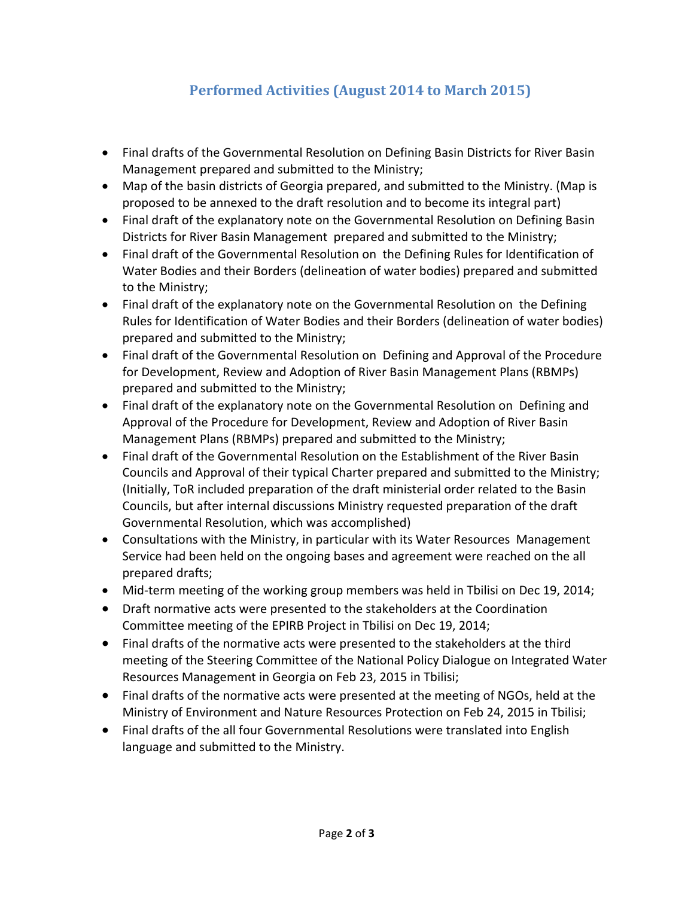## Performed Activities (August 2014 to March 2015)

- Final drafts of the Governmental Resolution on Defining Basin Districts for River Basin Management prepared and submitted to the Ministry;
- Map of the basin districts of Georgia prepared, and submitted to the Ministry. (Map is proposed to be annexed to the draft resolution and to become its integral part)
- Final draft of the explanatory note on the Governmental Resolution on Defining Basin Districts for River Basin Management prepared and submitted to the Ministry;
- Final draft of the Governmental Resolution on the Defining Rules for Identification of Water Bodies and their Borders (delineation of water bodies) prepared and submitted to the Ministry;
- Final draft of the explanatory note on the Governmental Resolution on the Defining Rules for Identification of Water Bodies and their Borders (delineation of water bodies) prepared and submitted to the Ministry;
- Final draft of the Governmental Resolution on Defining and Approval of the Procedure for Development, Review and Adoption of River Basin Management Plans (RBMPs) prepared and submitted to the Ministry;
- Final draft of the explanatory note on the Governmental Resolution on Defining and Approval of the Procedure for Development, Review and Adoption of River Basin Management Plans (RBMPs) prepared and submitted to the Ministry;
- Final draft of the Governmental Resolution on the Establishment of the River Basin Councils and Approval of their typical Charter prepared and submitted to the Ministry; (Initially, ToR included preparation of the draft ministerial order related to the Basin Councils, but after internal discussions Ministry requested preparation of the draft Governmental Resolution, which was accomplished)
- Consultations with the Ministry, in particular with its Water Resources Management Service had been held on the ongoing bases and agreement were reached on the all prepared drafts;
- Mid-term meeting of the working group members was held in Tbilisi on Dec 19, 2014;
- Draft normative acts were presented to the stakeholders at the Coordination Committee meeting of the EPIRB Project in Tbilisi on Dec 19, 2014;
- Final drafts of the normative acts were presented to the stakeholders at the third meeting of the Steering Committee of the National Policy Dialogue on Integrated Water Resources Management in Georgia on Feb 23, 2015 in Tbilisi;
- Final drafts of the normative acts were presented at the meeting of NGOs, held at the Ministry of Environment and Nature Resources Protection on Feb 24, 2015 in Tbilisi;
- Final drafts of the all four Governmental Resolutions were translated into English language and submitted to the Ministry.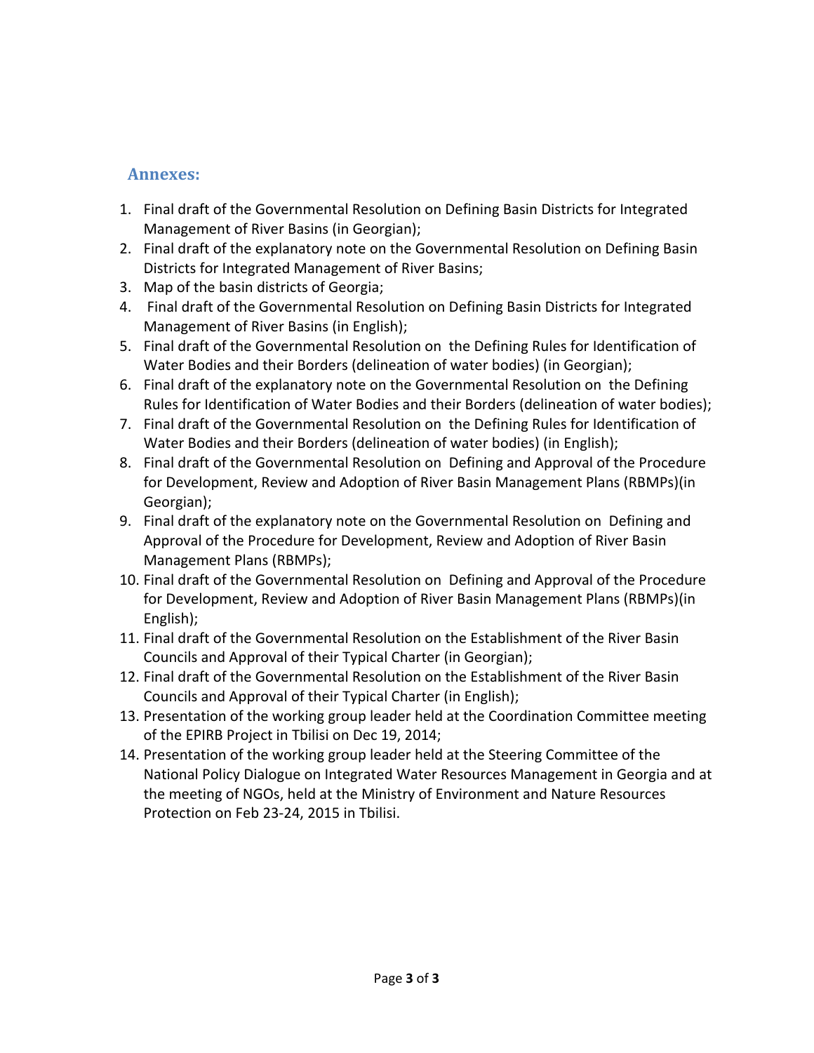## Annexes:

1. Final draft of the Governmental Resolution on Defining Basin Districts for Integrated Management of River Basins (in Georgian);
2. Final draft of the explanatory note on the Governmental Resolution on Defining Basin Districts for Integrated Management of River Basins;
3. Map of the basin districts of Georgia;
4. Final draft of the Governmental Resolution on Defining Basin Districts for Integrated Management of River Basins (in English);
5. Final draft of the Governmental Resolution on the Defining Rules for Identification of Water Bodies and their Borders (delineation of water bodies) (in Georgian);
6. Final draft of the explanatory note on the Governmental Resolution on the Defining Rules for Identification of Water Bodies and their Borders (delineation of water bodies);
7. Final draft of the Governmental Resolution on the Defining Rules for Identification of Water Bodies and their Borders (delineation of water bodies) (in English);
8. Final draft of the Governmental Resolution on Defining and Approval of the Procedure for Development, Review and Adoption of River Basin Management Plans (RBMPs)(in Georgian);
9. Final draft of the explanatory note on the Governmental Resolution on Defining and Approval of the Procedure for Development, Review and Adoption of River Basin Management Plans (RBMPs);
10. Final draft of the Governmental Resolution on Defining and Approval of the Procedure for Development, Review and Adoption of River Basin Management Plans (RBMPs)(in English);
11. Final draft of the Governmental Resolution on the Establishment of the River Basin Councils and Approval of their Typical Charter (in Georgian);
12. Final draft of the Governmental Resolution on the Establishment of the River Basin Councils and Approval of their Typical Charter (in English);
13. Presentation of the working group leader held at the Coordination Committee meeting of the EPIRB Project in Tbilisi on Dec 19, 2014;
14. Presentation of the working group leader held at the Steering Committee of the National Policy Dialogue on Integrated Water Resources Management in Georgia and at the meeting of NGOs, held at the Ministry of Environment and Nature Resources Protection on Feb 23-24, 2015 in Tbilisi.